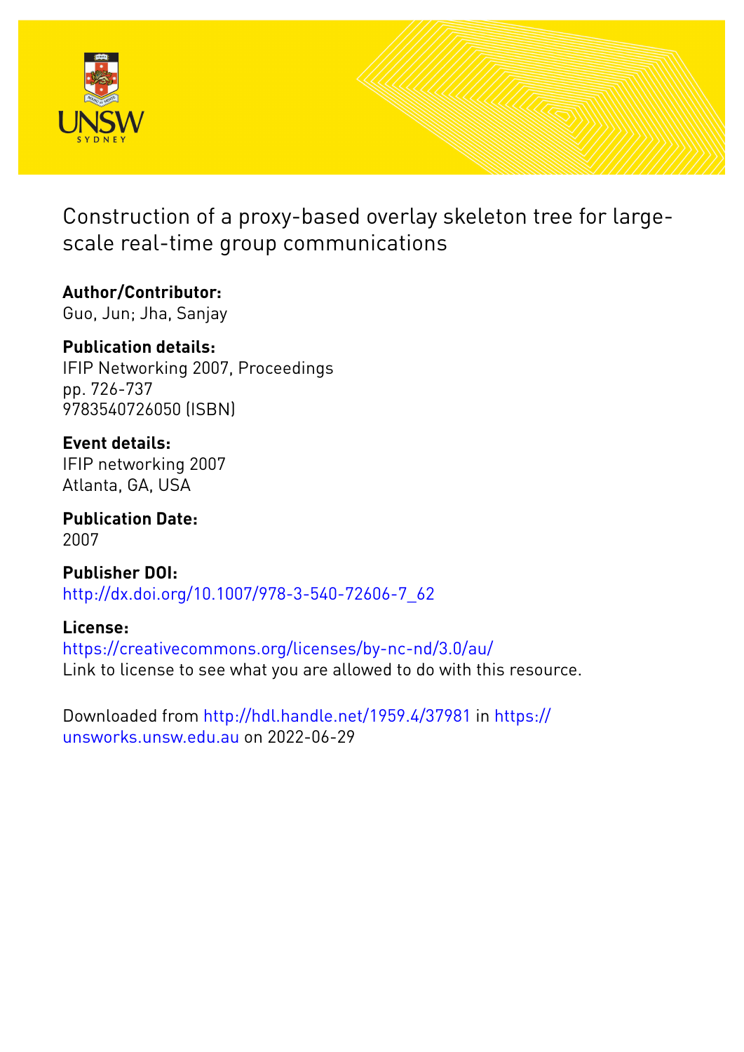# Construction of a proxy-based overlay skeleton tree for large-scale real-time group communications

**Author/Contributor:**
Guo, Jun; Jha, Sanjay

**Publication details:**
IFIP Networking 2007, Proceedings
pp. 726-737
9783540726050 (ISBN)

**Event details:**
IFIP networking 2007
Atlanta, GA, USA

**Publication Date:**
2007

**Publisher DOI:**
http://dx.doi.org/10.1007/978-3-540-72606-7_62

**License:**
https://creativecommons.org/licenses/by-nc-nd/3.0/au/
Link to license to see what you are allowed to do with this resource.

Downloaded from http://hdl.handle.net/1959.4/37981 in https://unsworks.unsw.edu.au on 2022-06-29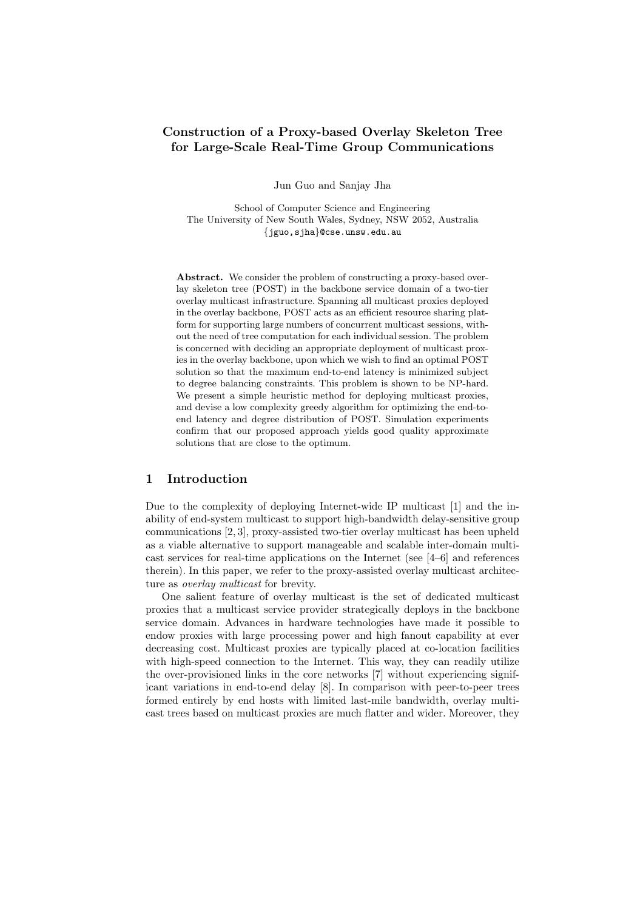# Construction of a Proxy-based Overlay Skeleton Tree for Large-Scale Real-Time Group Communications

Jun Guo and Sanjay Jha

School of Computer Science and Engineering
The University of New South Wales, Sydney, NSW 2052, Australia
{jguo,sjha}@cse.unsw.edu.au

**Abstract.** We consider the problem of constructing a proxy-based overlay skeleton tree (POST) in the backbone service domain of a two-tier overlay multicast infrastructure. Spanning all multicast proxies deployed in the overlay backbone, POST acts as an efficient resource sharing platform for supporting large numbers of concurrent multicast sessions, without the need of tree computation for each individual session. The problem is concerned with deciding an appropriate deployment of multicast proxies in the overlay backbone, upon which we wish to find an optimal POST solution so that the maximum end-to-end latency is minimized subject to degree balancing constraints. This problem is shown to be NP-hard. We present a simple heuristic method for deploying multicast proxies, and devise a low complexity greedy algorithm for optimizing the end-to-end latency and degree distribution of POST. Simulation experiments confirm that our proposed approach yields good quality approximate solutions that are close to the optimum.

## 1 Introduction

Due to the complexity of deploying Internet-wide IP multicast [1] and the inability of end-system multicast to support high-bandwidth delay-sensitive group communications [2, 3], proxy-assisted two-tier overlay multicast has been upheld as a viable alternative to support manageable and scalable inter-domain multicast services for real-time applications on the Internet (see [4–6] and references therein). In this paper, we refer to the proxy-assisted overlay multicast architecture as *overlay multicast* for brevity.

One salient feature of overlay multicast is the set of dedicated multicast proxies that a multicast service provider strategically deploys in the backbone service domain. Advances in hardware technologies have made it possible to endow proxies with large processing power and high fanout capability at ever decreasing cost. Multicast proxies are typically placed at co-location facilities with high-speed connection to the Internet. This way, they can readily utilize the over-provisioned links in the core networks [7] without experiencing significant variations in end-to-end delay [8]. In comparison with peer-to-peer trees formed entirely by end hosts with limited last-mile bandwidth, overlay multicast trees based on multicast proxies are much flatter and wider. Moreover, they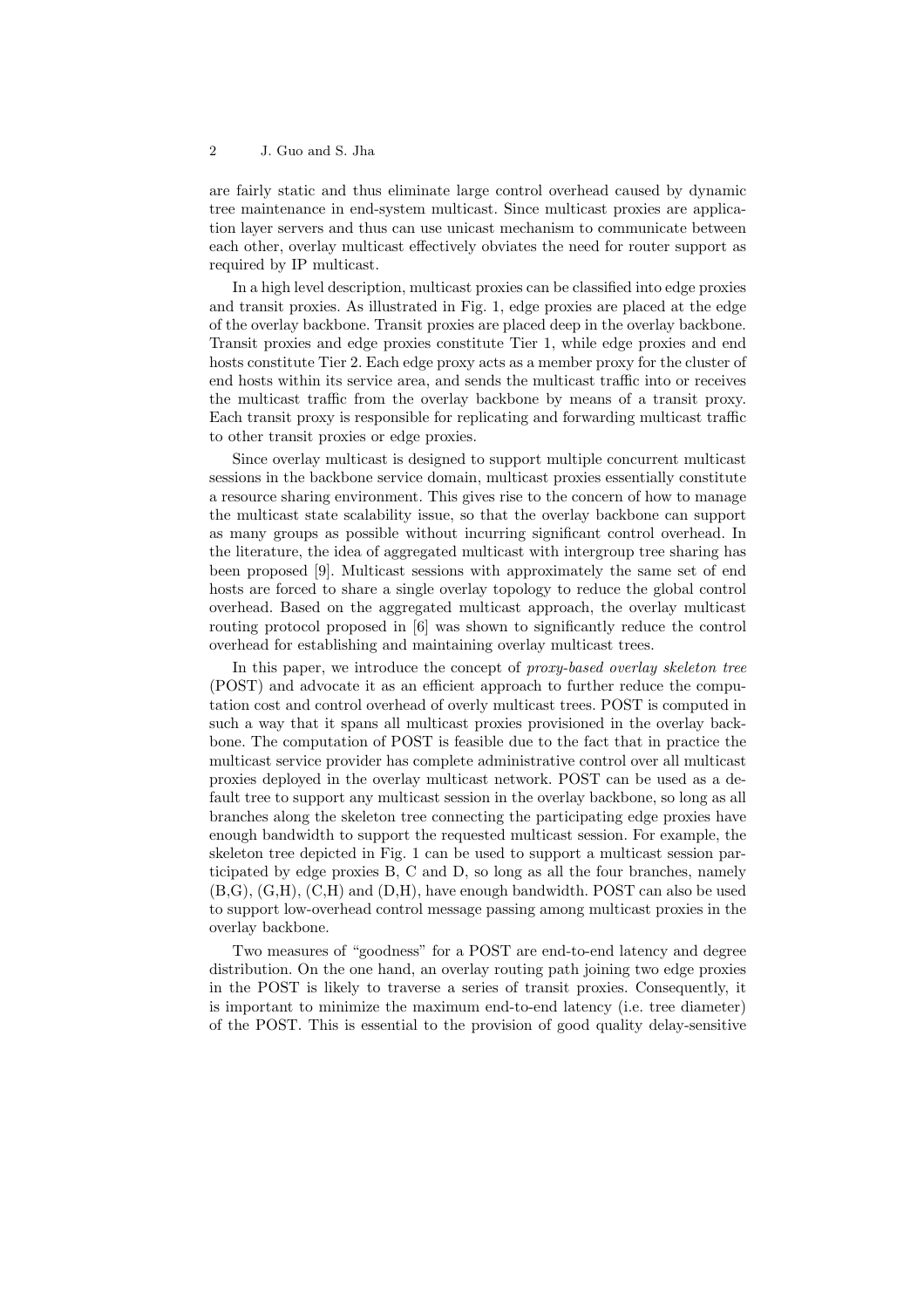are fairly static and thus eliminate large control overhead caused by dynamic tree maintenance in end-system multicast. Since multicast proxies are application layer servers and thus can use unicast mechanism to communicate between each other, overlay multicast effectively obviates the need for router support as required by IP multicast.

In a high level description, multicast proxies can be classified into edge proxies and transit proxies. As illustrated in Fig. 1, edge proxies are placed at the edge of the overlay backbone. Transit proxies are placed deep in the overlay backbone. Transit proxies and edge proxies constitute Tier 1, while edge proxies and end hosts constitute Tier 2. Each edge proxy acts as a member proxy for the cluster of end hosts within its service area, and sends the multicast traffic into or receives the multicast traffic from the overlay backbone by means of a transit proxy. Each transit proxy is responsible for replicating and forwarding multicast traffic to other transit proxies or edge proxies.

Since overlay multicast is designed to support multiple concurrent multicast sessions in the backbone service domain, multicast proxies essentially constitute a resource sharing environment. This gives rise to the concern of how to manage the multicast state scalability issue, so that the overlay backbone can support as many groups as possible without incurring significant control overhead. In the literature, the idea of aggregated multicast with intergroup tree sharing has been proposed [9]. Multicast sessions with approximately the same set of end hosts are forced to share a single overlay topology to reduce the global control overhead. Based on the aggregated multicast approach, the overlay multicast routing protocol proposed in [6] was shown to significantly reduce the control overhead for establishing and maintaining overlay multicast trees.

In this paper, we introduce the concept of *proxy-based overlay skeleton tree* (POST) and advocate it as an efficient approach to further reduce the computation cost and control overhead of overly multicast trees. POST is computed in such a way that it spans all multicast proxies provisioned in the overlay backbone. The computation of POST is feasible due to the fact that in practice the multicast service provider has complete administrative control over all multicast proxies deployed in the overlay multicast network. POST can be used as a default tree to support any multicast session in the overlay backbone, so long as all branches along the skeleton tree connecting the participating edge proxies have enough bandwidth to support the requested multicast session. For example, the skeleton tree depicted in Fig. 1 can be used to support a multicast session participated by edge proxies B, C and D, so long as all the four branches, namely (B,G), (G,H), (C,H) and (D,H), have enough bandwidth. POST can also be used to support low-overhead control message passing among multicast proxies in the overlay backbone.

Two measures of "goodness" for a POST are end-to-end latency and degree distribution. On the one hand, an overlay routing path joining two edge proxies in the POST is likely to traverse a series of transit proxies. Consequently, it is important to minimize the maximum end-to-end latency (i.e. tree diameter) of the POST. This is essential to the provision of good quality delay-sensitive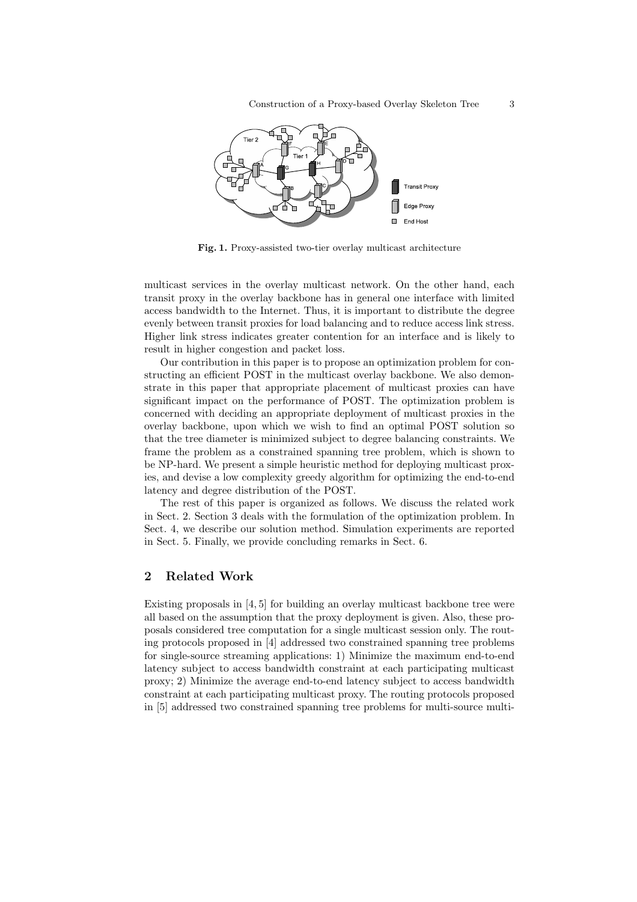Tier 2

Tier 1

A

B

C

D

E

F

G

H

Transit Proxy

Edge Proxy

End Host

**Fig. 1.** Proxy-assisted two-tier overlay multicast architecture

multicast services in the overlay multicast network. On the other hand, each transit proxy in the overlay backbone has in general one interface with limited access bandwidth to the Internet. Thus, it is important to distribute the degree evenly between transit proxies for load balancing and to reduce access link stress. Higher link stress indicates greater contention for an interface and is likely to result in higher congestion and packet loss.

Our contribution in this paper is to propose an optimization problem for constructing an efficient POST in the multicast overlay backbone. We also demonstrate in this paper that appropriate placement of multicast proxies can have significant impact on the performance of POST. The optimization problem is concerned with deciding an appropriate deployment of multicast proxies in the overlay backbone, upon which we wish to find an optimal POST solution so that the tree diameter is minimized subject to degree balancing constraints. We frame the problem as a constrained spanning tree problem, which is shown to be NP-hard. We present a simple heuristic method for deploying multicast proxies, and devise a low complexity greedy algorithm for optimizing the end-to-end latency and degree distribution of the POST.

The rest of this paper is organized as follows. We discuss the related work in Sect. 2. Section 3 deals with the formulation of the optimization problem. In Sect. 4, we describe our solution method. Simulation experiments are reported in Sect. 5. Finally, we provide concluding remarks in Sect. 6.

## 2 Related Work

Existing proposals in [4, 5] for building an overlay multicast backbone tree were all based on the assumption that the proxy deployment is given. Also, these proposals considered tree computation for a single multicast session only. The routing protocols proposed in [4] addressed two constrained spanning tree problems for single-source streaming applications: 1) Minimize the maximum end-to-end latency subject to access bandwidth constraint at each participating multicast proxy; 2) Minimize the average end-to-end latency subject to access bandwidth constraint at each participating multicast proxy. The routing protocols proposed in [5] addressed two constrained spanning tree problems for multi-source multi-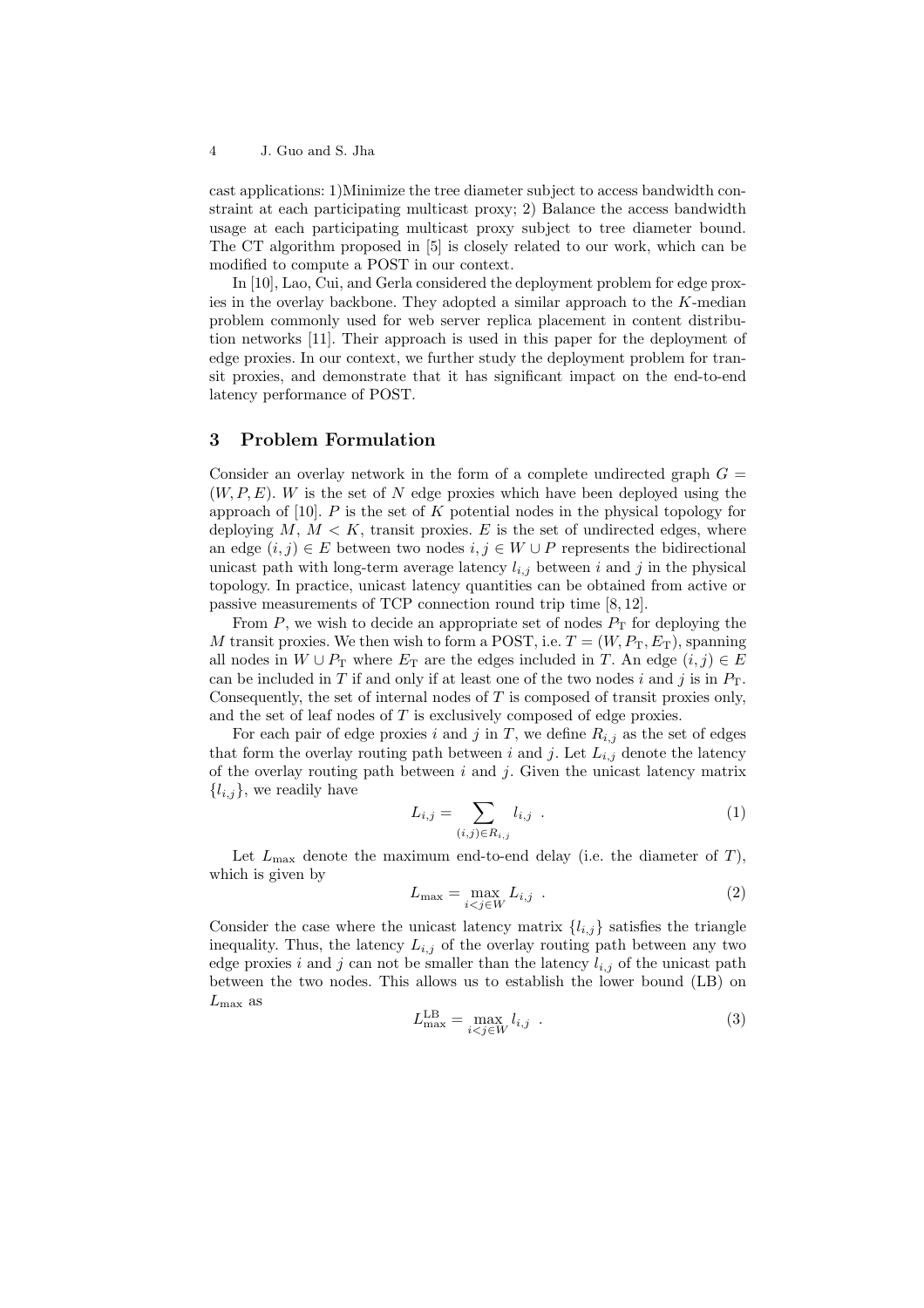cast applications: 1)Minimize the tree diameter subject to access bandwidth constraint at each participating multicast proxy; 2) Balance the access bandwidth usage at each participating multicast proxy subject to tree diameter bound. The CT algorithm proposed in [5] is closely related to our work, which can be modified to compute a POST in our context.

In [10], Lao, Cui, and Gerla considered the deployment problem for edge proxies in the overlay backbone. They adopted a similar approach to the $K$-median problem commonly used for web server replica placement in content distribution networks [11]. Their approach is used in this paper for the deployment of edge proxies. In our context, we further study the deployment problem for transit proxies, and demonstrate that it has significant impact on the end-to-end latency performance of POST.

## 3 Problem Formulation

Consider an overlay network in the form of a complete undirected graph $G = (W, P, E)$. $W$ is the set of $N$ edge proxies which have been deployed using the approach of [10]. $P$ is the set of $K$ potential nodes in the physical topology for deploying $M$, $M < K$, transit proxies. $E$ is the set of undirected edges, where an edge $(i, j) \in E$ between two nodes $i, j \in W \cup P$ represents the bidirectional unicast path with long-term average latency $l_{i,j}$ between $i$ and $j$ in the physical topology. In practice, unicast latency quantities can be obtained from active or passive measurements of TCP connection round trip time [8, 12].

From $P$, we wish to decide an appropriate set of nodes $P_{\mathrm{T}}$ for deploying the $M$ transit proxies. We then wish to form a POST, i.e. $T = (W, P_{\mathrm{T}}, E_{\mathrm{T}})$, spanning all nodes in $W \cup P_{\mathrm{T}}$ where $E_{\mathrm{T}}$ are the edges included in $T$. An edge $(i, j) \in E$ can be included in $T$ if and only if at least one of the two nodes $i$ and $j$ is in $P_{\mathrm{T}}$. Consequently, the set of internal nodes of $T$ is composed of transit proxies only, and the set of leaf nodes of $T$ is exclusively composed of edge proxies.

For each pair of edge proxies $i$ and $j$ in $T$, we define $R_{i,j}$ as the set of edges that form the overlay routing path between $i$ and $j$. Let $L_{i,j}$ denote the latency of the overlay routing path between $i$ and $j$. Given the unicast latency matrix $\{l_{i,j}\}$, we readily have

$$L_{i,j} = \sum_{(i,j) \in R_{i,j}} l_{i,j} \ . \tag{1}$$

Let $L_{\max}$ denote the maximum end-to-end delay (i.e. the diameter of $T$), which is given by

$$L_{\max} = \max_{i<j \in W} L_{i,j} \ . \tag{2}$$

Consider the case where the unicast latency matrix $\{l_{i,j}\}$ satisfies the triangle inequality. Thus, the latency $L_{i,j}$ of the overlay routing path between any two edge proxies $i$ and $j$ can not be smaller than the latency $l_{i,j}$ of the unicast path between the two nodes. This allows us to establish the lower bound (LB) on $L_{\max}$ as

$$L_{\max}^{\mathrm{LB}} = \max_{i<j \in W} l_{i,j} \ . \tag{3}$$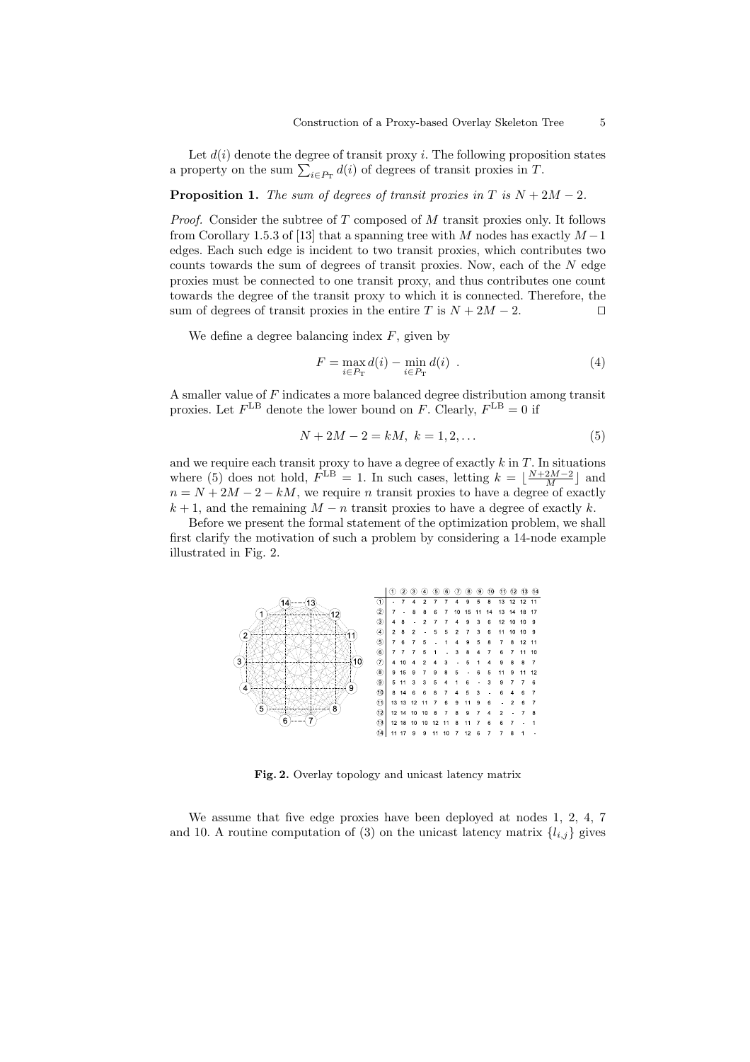Let $d(i)$ denote the degree of transit proxy $i$. The following proposition states a property on the sum $\sum_{i \in P_{\mathrm{T}}} d(i)$ of degrees of transit proxies in $T$.

**Proposition 1.** *The sum of degrees of transit proxies in $T$ is $N + 2M - 2$.*

*Proof.* Consider the subtree of $T$ composed of $M$ transit proxies only. It follows from Corollary 1.5.3 of [13] that a spanning tree with $M$ nodes has exactly $M-1$ edges. Each such edge is incident to two transit proxies, which contributes two counts towards the sum of degrees of transit proxies. Now, each of the $N$ edge proxies must be connected to one transit proxy, and thus contributes one count towards the degree of the transit proxy to which it is connected. Therefore, the sum of degrees of transit proxies in the entire $T$ is $N + 2M - 2$. ⊓⊔

We define a degree balancing index $F$, given by

$$F = \max_{i \in P_{\mathrm{T}}} d(i) - \min_{i \in P_{\mathrm{T}}} d(i) \ . \tag{4}$$

A smaller value of $F$ indicates a more balanced degree distribution among transit proxies. Let $F^{\mathrm{LB}}$ denote the lower bound on $F$. Clearly, $F^{\mathrm{LB}} = 0$ if

$$N + 2M - 2 = kM, \ k = 1, 2, \ldots \tag{5}$$

and we require each transit proxy to have a degree of exactly $k$ in $T$. In situations where (5) does not hold, $F^{\mathrm{LB}} = 1$. In such cases, letting $k = \lfloor \frac{N+2M-2}{M} \rfloor$ and $n = N + 2M - 2 - kM$, we require $n$ transit proxies to have a degree of exactly $k+1$, and the remaining $M - n$ transit proxies to have a degree of exactly $k$.

Before we present the formal statement of the optimization problem, we shall first clarify the motivation of such a problem by considering a 14-node example illustrated in Fig. 2.

| | 1 | 2 | 3 | 4 | 5 | 6 | 7 | 8 | 9 | 10 | 11 | 12 | 13 | 14 |
|---|---|---|---|---|---|---|---|---|---|---|---|---|---|---|
| 1 | - | 7 | 4 | 2 | 7 | 7 | 4 | 9 | 5 | 8 | 13 | 12 | 12 | 11 |
| 2 | 7 | - | 8 | 8 | 6 | 7 | 10 | 15 | 11 | 14 | 13 | 14 | 18 | 17 |
| 3 | 4 | 8 | - | 2 | 7 | 7 | 4 | 9 | 3 | 6 | 12 | 10 | 10 | 9 |
| 4 | 2 | 8 | 2 | - | 5 | 5 | 2 | 7 | 3 | 6 | 11 | 10 | 10 | 9 |
| 5 | 7 | 6 | 7 | 5 | - | 1 | 4 | 9 | 5 | 8 | 7 | 8 | 12 | 11 |
| 6 | 7 | 7 | 7 | 5 | 1 | - | 3 | 8 | 4 | 7 | 6 | 7 | 11 | 10 |
| 7 | 4 | 10 | 4 | 2 | 4 | 3 | - | 5 | 1 | 4 | 9 | 8 | 8 | 7 |
| 8 | 9 | 15 | 9 | 7 | 9 | 8 | 5 | - | 6 | 5 | 11 | 9 | 11 | 12 |
| 9 | 5 | 11 | 3 | 3 | 5 | 4 | 1 | 6 | - | 3 | 9 | 7 | 7 | 6 |
| 10 | 8 | 14 | 6 | 6 | 8 | 7 | 4 | 5 | 3 | - | 6 | 4 | 6 | 7 |
| 11 | 13 | 13 | 12 | 11 | 7 | 6 | 9 | 11 | 9 | 6 | - | 2 | 6 | 7 |
| 12 | 12 | 14 | 10 | 10 | 8 | 7 | 8 | 9 | 7 | 4 | 2 | - | 7 | 8 |
| 13 | 12 | 18 | 10 | 10 | 12 | 11 | 8 | 11 | 7 | 6 | 6 | 7 | - | 1 |
| 14 | 11 | 17 | 9 | 9 | 11 | 10 | 7 | 12 | 6 | 7 | 7 | 8 | 1 | - |

**Fig. 2.** Overlay topology and unicast latency matrix

We assume that five edge proxies have been deployed at nodes 1, 2, 4, 7 and 10. A routine computation of (3) on the unicast latency matrix $\{l_{i,j}\}$ gives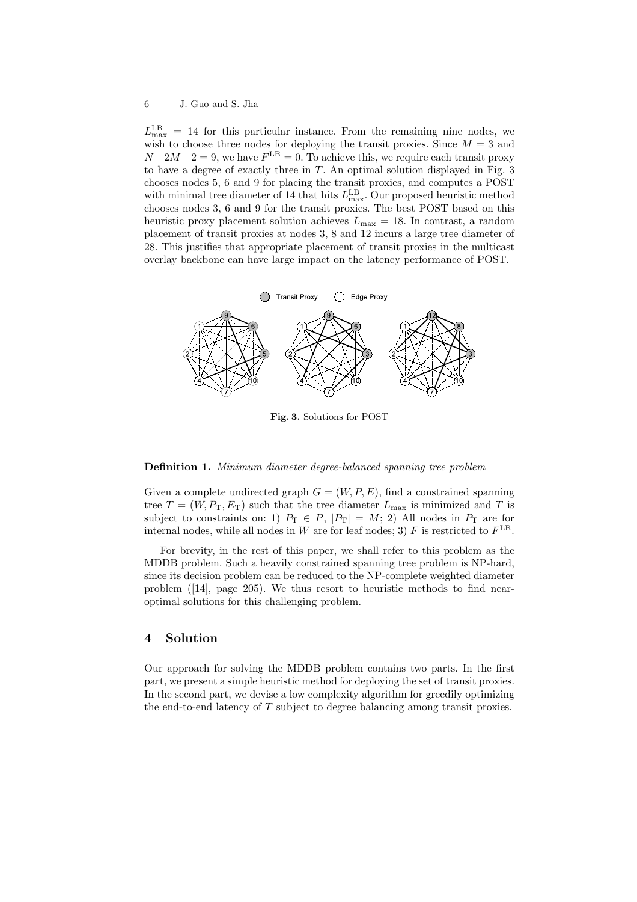$L_{\max}^{\rm LB} = 14$ for this particular instance. From the remaining nine nodes, we wish to choose three nodes for deploying the transit proxies. Since $M = 3$ and $N+2M-2 = 9$, we have $F^{\rm LB} = 0$. To achieve this, we require each transit proxy to have a degree of exactly three in $T$. An optimal solution displayed in Fig. 3 chooses nodes 5, 6 and 9 for placing the transit proxies, and computes a POST with minimal tree diameter of 14 that hits $L_{\max}^{\rm LB}$. Our proposed heuristic method chooses nodes 3, 6 and 9 for the transit proxies. The best POST based on this heuristic proxy placement solution achieves $L_{\max} = 18$. In contrast, a random placement of transit proxies at nodes 3, 8 and 12 incurs a large tree diameter of 28. This justifies that appropriate placement of transit proxies in the multicast overlay backbone can have large impact on the latency performance of POST.

**Fig. 3.** Solutions for POST

**Definition 1.** *Minimum diameter degree-balanced spanning tree problem*

Given a complete undirected graph $G = (W, P, E)$, find a constrained spanning tree $T = (W, P_{\rm T}, E_{\rm T})$ such that the tree diameter $L_{\max}$ is minimized and $T$ is subject to constraints on: 1) $P_{\rm T} \in P$, $|P_{\rm T}| = M$; 2) All nodes in $P_{\rm T}$ are for internal nodes, while all nodes in $W$ are for leaf nodes; 3) $F$ is restricted to $F^{\rm LB}$.

For brevity, in the rest of this paper, we shall refer to this problem as the MDDB problem. Such a heavily constrained spanning tree problem is NP-hard, since its decision problem can be reduced to the NP-complete weighted diameter problem ([14], page 205). We thus resort to heuristic methods to find near-optimal solutions for this challenging problem.

## 4 Solution

Our approach for solving the MDDB problem contains two parts. In the first part, we present a simple heuristic method for deploying the set of transit proxies. In the second part, we devise a low complexity algorithm for greedily optimizing the end-to-end latency of $T$ subject to degree balancing among transit proxies.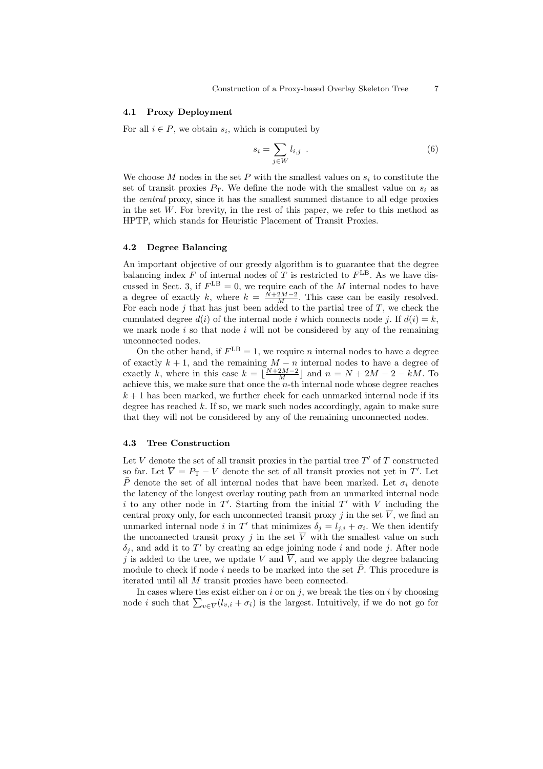### 4.1 Proxy Deployment

For all $i \in P$, we obtain $s_i$, which is computed by

$$s_i = \sum_{j \in W} l_{i,j} \ . \tag{6}$$

We choose $M$ nodes in the set $P$ with the smallest values on $s_i$ to constitute the set of transit proxies $P_{\mathrm{T}}$. We define the node with the smallest value on $s_i$ as the *central* proxy, since it has the smallest summed distance to all edge proxies in the set $W$. For brevity, in the rest of this paper, we refer to this method as HPTP, which stands for Heuristic Placement of Transit Proxies.

### 4.2 Degree Balancing

An important objective of our greedy algorithm is to guarantee that the degree balancing index $F$ of internal nodes of $T$ is restricted to $F^{\mathrm{LB}}$. As we have discussed in Sect. 3, if $F^{\mathrm{LB}} = 0$, we require each of the $M$ internal nodes to have a degree of exactly $k$, where $k = \frac{N+2M-2}{M}$. This case can be easily resolved. For each node $j$ that has just been added to the partial tree of $T$, we check the cumulated degree $d(i)$ of the internal node $i$ which connects node $j$. If $d(i) = k$, we mark node $i$ so that node $i$ will not be considered by any of the remaining unconnected nodes.

On the other hand, if $F^{\mathrm{LB}} = 1$, we require $n$ internal nodes to have a degree of exactly $k+1$, and the remaining $M - n$ internal nodes to have a degree of exactly $k$, where in this case $k = \lfloor \frac{N+2M-2}{M} \rfloor$ and $n = N + 2M - 2 - kM$. To achieve this, we make sure that once the $n$-th internal node whose degree reaches $k+1$ has been marked, we further check for each unmarked internal node if its degree has reached $k$. If so, we mark such nodes accordingly, again to make sure that they will not be considered by any of the remaining unconnected nodes.

### 4.3 Tree Construction

Let $V$ denote the set of all transit proxies in the partial tree $T'$ of $T$ constructed so far. Let $\overline{V} = P_{\mathrm{T}} - V$ denote the set of all transit proxies not yet in $T'$. Let $\bar{P}$ denote the set of all internal nodes that have been marked. Let $\sigma_i$ denote the latency of the longest overlay routing path from an unmarked internal node $i$ to any other node in $T'$. Starting from the initial $T'$ with $V$ including the central proxy only, for each unconnected transit proxy $j$ in the set $\overline{V}$, we find an unmarked internal node $i$ in $T'$ that minimizes $\delta_j = l_{j,i} + \sigma_i$. We then identify the unconnected transit proxy $j$ in the set $\overline{V}$ with the smallest value on such $\delta_j$, and add it to $T'$ by creating an edge joining node $i$ and node $j$. After node $j$ is added to the tree, we update $V$ and $\overline{V}$, and we apply the degree balancing module to check if node $i$ needs to be marked into the set $\bar{P}$. This procedure is iterated until all $M$ transit proxies have been connected.

In cases where ties exist either on $i$ or on $j$, we break the ties on $i$ by choosing node $i$ such that $\sum_{v \in \overline{V}} (l_{v,i} + \sigma_i)$ is the largest. Intuitively, if we do not go for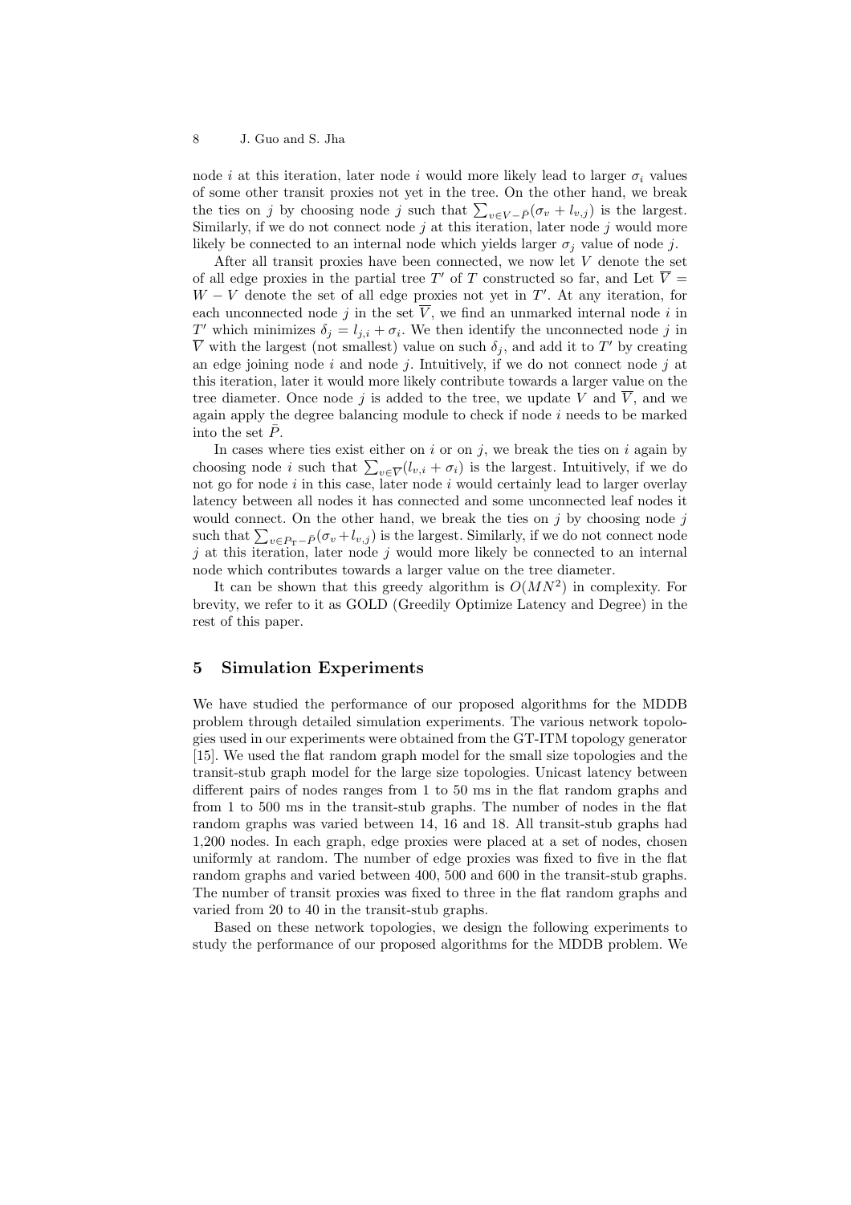node $i$ at this iteration, later node $i$ would more likely lead to larger $\sigma_i$ values of some other transit proxies not yet in the tree. On the other hand, we break the ties on $j$ by choosing node $j$ such that $\sum_{v \in V - \bar{P}} (\sigma_v + l_{v,j})$ is the largest. Similarly, if we do not connect node $j$ at this iteration, later node $j$ would more likely be connected to an internal node which yields larger $\sigma_j$ value of node $j$.

After all transit proxies have been connected, we now let $V$ denote the set of all edge proxies in the partial tree $T'$ of $T$ constructed so far, and Let $\overline{V} = W - V$ denote the set of all edge proxies not yet in $T'$. At any iteration, for each unconnected node $j$ in the set $\overline{V}$, we find an unmarked internal node $i$ in $T'$ which minimizes $\delta_j = l_{j,i} + \sigma_i$. We then identify the unconnected node $j$ in $\overline{V}$ with the largest (not smallest) value on such $\delta_j$, and add it to $T'$ by creating an edge joining node $i$ and node $j$. Intuitively, if we do not connect node $j$ at this iteration, later it would more likely contribute towards a larger value on the tree diameter. Once node $j$ is added to the tree, we update $V$ and $\overline{V}$, and we again apply the degree balancing module to check if node $i$ needs to be marked into the set $\bar{P}$.

In cases where ties exist either on $i$ or on $j$, we break the ties on $i$ again by choosing node $i$ such that $\sum_{v \in \overline{V}} (l_{v,i} + \sigma_i)$ is the largest. Intuitively, if we do not go for node $i$ in this case, later node $i$ would certainly lead to larger overlay latency between all nodes it has connected and some unconnected leaf nodes it would connect. On the other hand, we break the ties on $j$ by choosing node $j$ such that $\sum_{v \in P_{\mathrm{T}} - \bar{P}} (\sigma_v + l_{v,j})$ is the largest. Similarly, if we do not connect node $j$ at this iteration, later node $j$ would more likely be connected to an internal node which contributes towards a larger value on the tree diameter.

It can be shown that this greedy algorithm is $O(MN^2)$ in complexity. For brevity, we refer to it as GOLD (Greedily Optimize Latency and Degree) in the rest of this paper.

## 5 Simulation Experiments

We have studied the performance of our proposed algorithms for the MDDB problem through detailed simulation experiments. The various network topologies used in our experiments were obtained from the GT-ITM topology generator [15]. We used the flat random graph model for the small size topologies and the transit-stub graph model for the large size topologies. Unicast latency between different pairs of nodes ranges from 1 to 50 ms in the flat random graphs and from 1 to 500 ms in the transit-stub graphs. The number of nodes in the flat random graphs was varied between 14, 16 and 18. All transit-stub graphs had 1,200 nodes. In each graph, edge proxies were placed at a set of nodes, chosen uniformly at random. The number of edge proxies was fixed to five in the flat random graphs and varied between 400, 500 and 600 in the transit-stub graphs. The number of transit proxies was fixed to three in the flat random graphs and varied from 20 to 40 in the transit-stub graphs.

Based on these network topologies, we design the following experiments to study the performance of our proposed algorithms for the MDDB problem. We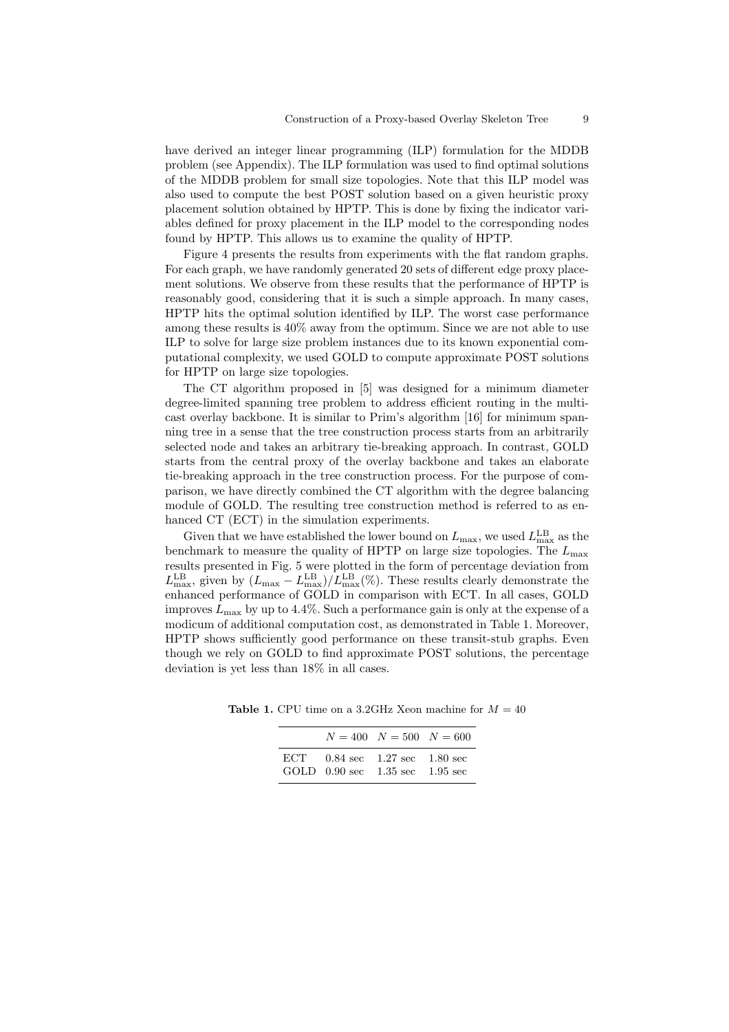have derived an integer linear programming (ILP) formulation for the MDDB problem (see Appendix). The ILP formulation was used to find optimal solutions of the MDDB problem for small size topologies. Note that this ILP model was also used to compute the best POST solution based on a given heuristic proxy placement solution obtained by HPTP. This is done by fixing the indicator variables defined for proxy placement in the ILP model to the corresponding nodes found by HPTP. This allows us to examine the quality of HPTP.

Figure 4 presents the results from experiments with the flat random graphs. For each graph, we have randomly generated 20 sets of different edge proxy placement solutions. We observe from these results that the performance of HPTP is reasonably good, considering that it is such a simple approach. In many cases, HPTP hits the optimal solution identified by ILP. The worst case performance among these results is 40% away from the optimum. Since we are not able to use ILP to solve for large size problem instances due to its known exponential computational complexity, we used GOLD to compute approximate POST solutions for HPTP on large size topologies.

The CT algorithm proposed in [5] was designed for a minimum diameter degree-limited spanning tree problem to address efficient routing in the multicast overlay backbone. It is similar to Prim's algorithm [16] for minimum spanning tree in a sense that the tree construction process starts from an arbitrarily selected node and takes an arbitrary tie-breaking approach. In contrast, GOLD starts from the central proxy of the overlay backbone and takes an elaborate tie-breaking approach in the tree construction process. For the purpose of comparison, we have directly combined the CT algorithm with the degree balancing module of GOLD. The resulting tree construction method is referred to as enhanced CT (ECT) in the simulation experiments.

Given that we have established the lower bound on $L_{\max}$, we used $L_{\max}^{\mathrm{LB}}$ as the benchmark to measure the quality of HPTP on large size topologies. The $L_{\max}$ results presented in Fig. 5 were plotted in the form of percentage deviation from $L_{\max}^{\mathrm{LB}}$, given by $(L_{\max} - L_{\max}^{\mathrm{LB}})/L_{\max}^{\mathrm{LB}}(\%)$. These results clearly demonstrate the enhanced performance of GOLD in comparison with ECT. In all cases, GOLD improves $L_{\max}$ by up to 4.4%. Such a performance gain is only at the expense of a modicum of additional computation cost, as demonstrated in Table 1. Moreover, HPTP shows sufficiently good performance on these transit-stub graphs. Even though we rely on GOLD to find approximate POST solutions, the percentage deviation is yet less than 18% in all cases.

**Table 1.** CPU time on a 3.2GHz Xeon machine for $M = 40$

| | $N = 400$ | $N = 500$ | $N = 600$ |
|---|---|---|---|
| ECT | 0.84 sec | 1.27 sec | 1.80 sec |
| GOLD | 0.90 sec | 1.35 sec | 1.95 sec |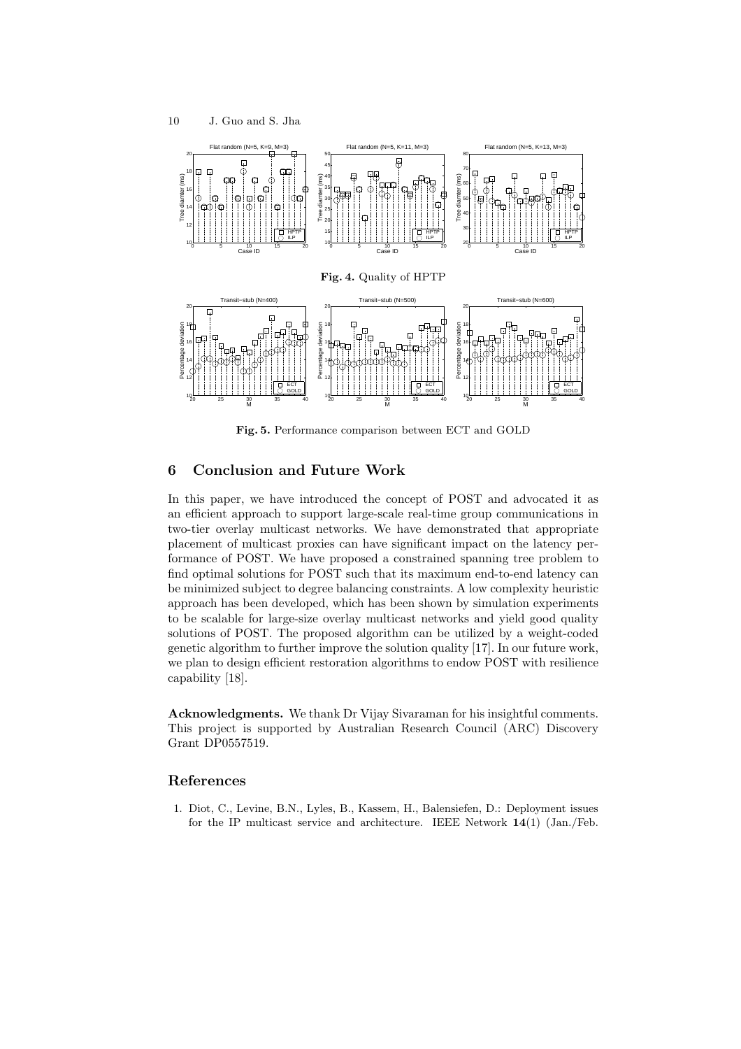**Fig. 4.** Quality of HPTP

**Fig. 5.** Performance comparison between ECT and GOLD

## 6 Conclusion and Future Work

In this paper, we have introduced the concept of POST and advocated it as an efficient approach to support large-scale real-time group communications in two-tier overlay multicast networks. We have demonstrated that appropriate placement of multicast proxies can have significant impact on the latency performance of POST. We have proposed a constrained spanning tree problem to find optimal solutions for POST such that its maximum end-to-end latency can be minimized subject to degree balancing constraints. A low complexity heuristic approach has been developed, which has been shown by simulation experiments to be scalable for large-size overlay multicast networks and yield good quality solutions of POST. The proposed algorithm can be utilized by a weight-coded genetic algorithm to further improve the solution quality [17]. In our future work, we plan to design efficient restoration algorithms to endow POST with resilience capability [18].

**Acknowledgments.** We thank Dr Vijay Sivaraman for his insightful comments. This project is supported by Australian Research Council (ARC) Discovery Grant DP0557519.

## References

1. Diot, C., Levine, B.N., Lyles, B., Kassem, H., Balensiefen, D.: Deployment issues for the IP multicast service and architecture. IEEE Network **14**(1) (Jan./Feb.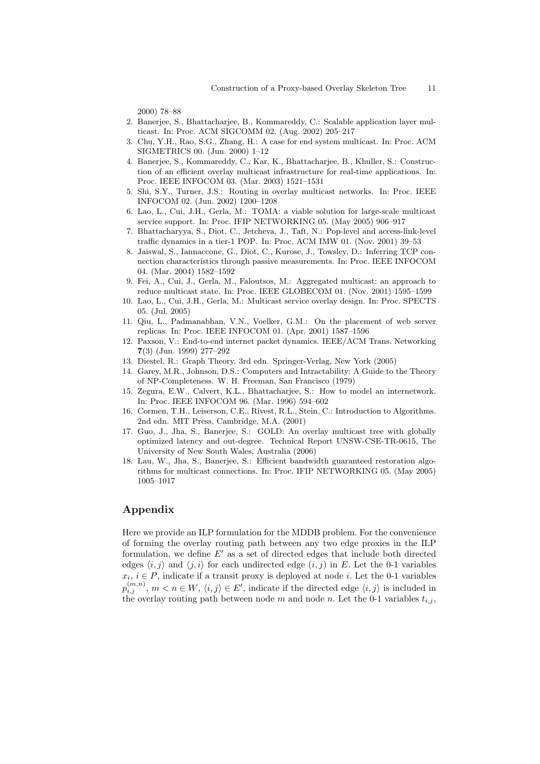2000) 78–88

2. Banerjee, S., Bhattacharjee, B., Kommareddy, C.: Scalable application layer multicast. In: Proc. ACM SIGCOMM 02. (Aug. 2002) 205–217
3. Chu, Y.H., Rao, S.G., Zhang, H.: A case for end system multicast. In: Proc. ACM SIGMETRICS 00. (Jun. 2000) 1–12
4. Banerjee, S., Kommareddy, C., Kar, K., Bhattacharjee, B., Khuller, S.: Construction of an efficient overlay multicast infrastructure for real-time applications. In: Proc. IEEE INFOCOM 03. (Mar. 2003) 1521–1531
5. Shi, S.Y., Turner, J.S.: Routing in overlay multicast networks. In: Proc. IEEE INFOCOM 02. (Jun. 2002) 1200–1208
6. Lao, L., Cui, J.H., Gerla, M.: TOMA: a viable solution for large-scale multicast service support. In: Proc. IFIP NETWORKING 05. (May 2005) 906–917
7. Bhattacharyya, S., Diot, C., Jetcheva, J., Taft, N.: Pop-level and access-link-level traffic dynamics in a tier-1 POP. In: Proc. ACM IMW 01. (Nov. 2001) 39–53
8. Jaiswal, S., Iannaccone, G., Diot, C., Kurose, J., Towsley, D.: Inferring TCP connection characteristics through passive measurements. In: Proc. IEEE INFOCOM 04. (Mar. 2004) 1582–1592
9. Fei, A., Cui, J., Gerla, M., Faloutsos, M.: Aggregated multicast: an approach to reduce multicast state. In: Proc. IEEE GLOBECOM 01. (Nov. 2001) 1595–1599
10. Lao, L., Cui, J.H., Gerla, M.: Multicast service overlay design. In: Proc. SPECTS 05. (Jul. 2005)
11. Qiu, L., Padmanabhan, V.N., Voelker, G.M.: On the placement of web server replicas. In: Proc. IEEE INFOCOM 01. (Apr. 2001) 1587–1596
12. Paxson, V.: End-to-end internet packet dynamics. IEEE/ACM Trans. Networking **7**(3) (Jun. 1999) 277–292
13. Diestel, R.: Graph Theory. 3rd edn. Springer-Verlag, New York (2005)
14. Garey, M.R., Johnson, D.S.: Computers and Intractability: A Guide to the Theory of NP-Completeness. W. H. Freeman, San Francisco (1979)
15. Zegura, E.W., Calvert, K.L., Bhattacharjee, S.: How to model an internetwork. In: Proc. IEEE INFOCOM 96. (Mar. 1996) 594–602
16. Cormen, T.H., Leiserson, C.E., Rivest, R.L., Stein, C.: Introduction to Algorithms. 2nd edn. MIT Press, Cambridge, M.A. (2001)
17. Guo, J., Jha, S., Banerjee, S.: GOLD: An overlay multicast tree with globally optimized latency and out-degree. Technical Report UNSW-CSE-TR-0615, The University of New South Wales, Australia (2006)
18. Lau, W., Jha, S., Banerjee, S.: Efficient bandwidth guaranteed restoration algorithms for multicast connections. In: Proc. IFIP NETWORKING 05. (May 2005) 1005–1017

## Appendix

Here we provide an ILP formulation for the MDDB problem. For the convenience of forming the overlay routing path between any two edge proxies in the ILP formulation, we define $E'$ as a set of directed edges that include both directed edges $\langle i, j \rangle$ and $\langle j, i \rangle$ for each undirected edge $(i, j)$ in $E$. Let the 0-1 variables $x_i$, $i \in P$, indicate if a transit proxy is deployed at node $i$. Let the 0-1 variables $p_{i,j}^{(m,n)}$, $m < n \in W$, $\langle i, j \rangle \in E'$, indicate if the directed edge $\langle i, j \rangle$ is included in the overlay routing path between node $m$ and node $n$. Let the 0-1 variables $t_{i,j}$,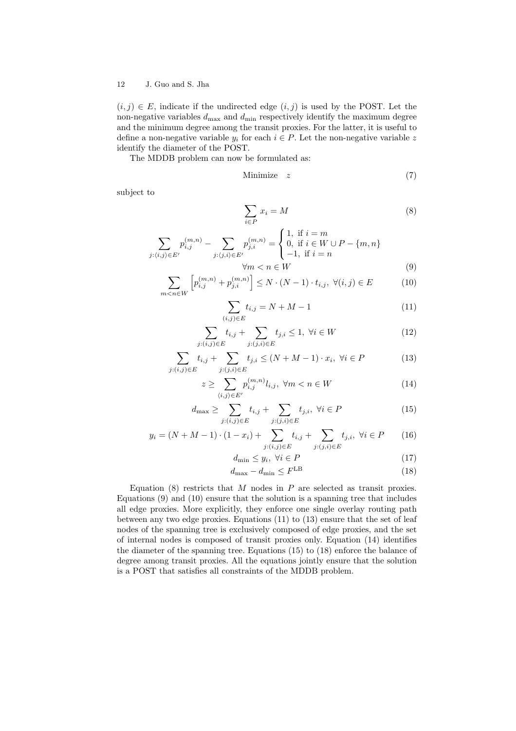$(i, j) \in E$, indicate if the undirected edge $(i, j)$ is used by the POST. Let the non-negative variables $d_{\max}$ and $d_{\min}$ respectively identify the maximum degree and the minimum degree among the transit proxies. For the latter, it is useful to define a non-negative variable $y_i$ for each $i \in P$. Let the non-negative variable $z$ identify the diameter of the POST.

The MDDB problem can now be formulated as:

$$\text{Minimize} \quad z \tag{7}$$

subject to

$$\sum_{i \in P} x_i = M \tag{8}$$

$$\sum_{j:\langle i,j\rangle \in E'} p_{i,j}^{(m,n)} - \sum_{j:\langle j,i\rangle \in E'} p_{j,i}^{(m,n)} = \begin{cases} 1, \text{ if } i = m \\ 0, \text{ if } i \in W \cup P - \{m, n\} \\ -1, \text{ if } i = n \end{cases}$$
$$\forall m < n \in W \tag{9}$$

$$\sum_{m<n \in W} \left[ p_{i,j}^{(m,n)} + p_{j,i}^{(m,n)} \right] \leq N \cdot (N-1) \cdot t_{i,j}, \ \forall (i,j) \in E \tag{10}$$

$$\sum_{(i,j) \in E} t_{i,j} = N + M - 1 \tag{11}$$

$$\sum_{j:(i,j) \in E} t_{i,j} + \sum_{j:(j,i) \in E} t_{j,i} \leq 1, \ \forall i \in W \tag{12}$$

$$\sum_{j:(i,j) \in E} t_{i,j} + \sum_{j:(j,i) \in E} t_{j,i} \leq (N+M-1) \cdot x_i, \ \forall i \in P \tag{13}$$

$$z \geq \sum_{\langle i,j\rangle \in E'} p_{i,j}^{(m,n)} l_{i,j}, \ \forall m < n \in W \tag{14}$$

$$d_{\max} \geq \sum_{j:(i,j) \in E} t_{i,j} + \sum_{j:(j,i) \in E} t_{j,i}, \ \forall i \in P \tag{15}$$

$$y_i = (N+M-1) \cdot (1 - x_i) + \sum_{j:(i,j) \in E} t_{i,j} + \sum_{j:(j,i) \in E} t_{j,i}, \ \forall i \in P \tag{16}$$

$$d_{\min} \leq y_i, \ \forall i \in P \tag{17}$$

$$d_{\max} - d_{\min} \leq F^{\text{LB}} \tag{18}$$

Equation (8) restricts that $M$ nodes in $P$ are selected as transit proxies. Equations (9) and (10) ensure that the solution is a spanning tree that includes all edge proxies. More explicitly, they enforce one single overlay routing path between any two edge proxies. Equations (11) to (13) ensure that the set of leaf nodes of the spanning tree is exclusively composed of edge proxies, and the set of internal nodes is composed of transit proxies only. Equation (14) identifies the diameter of the spanning tree. Equations (15) to (18) enforce the balance of degree among transit proxies. All the equations jointly ensure that the solution is a POST that satisfies all constraints of the MDDB problem.